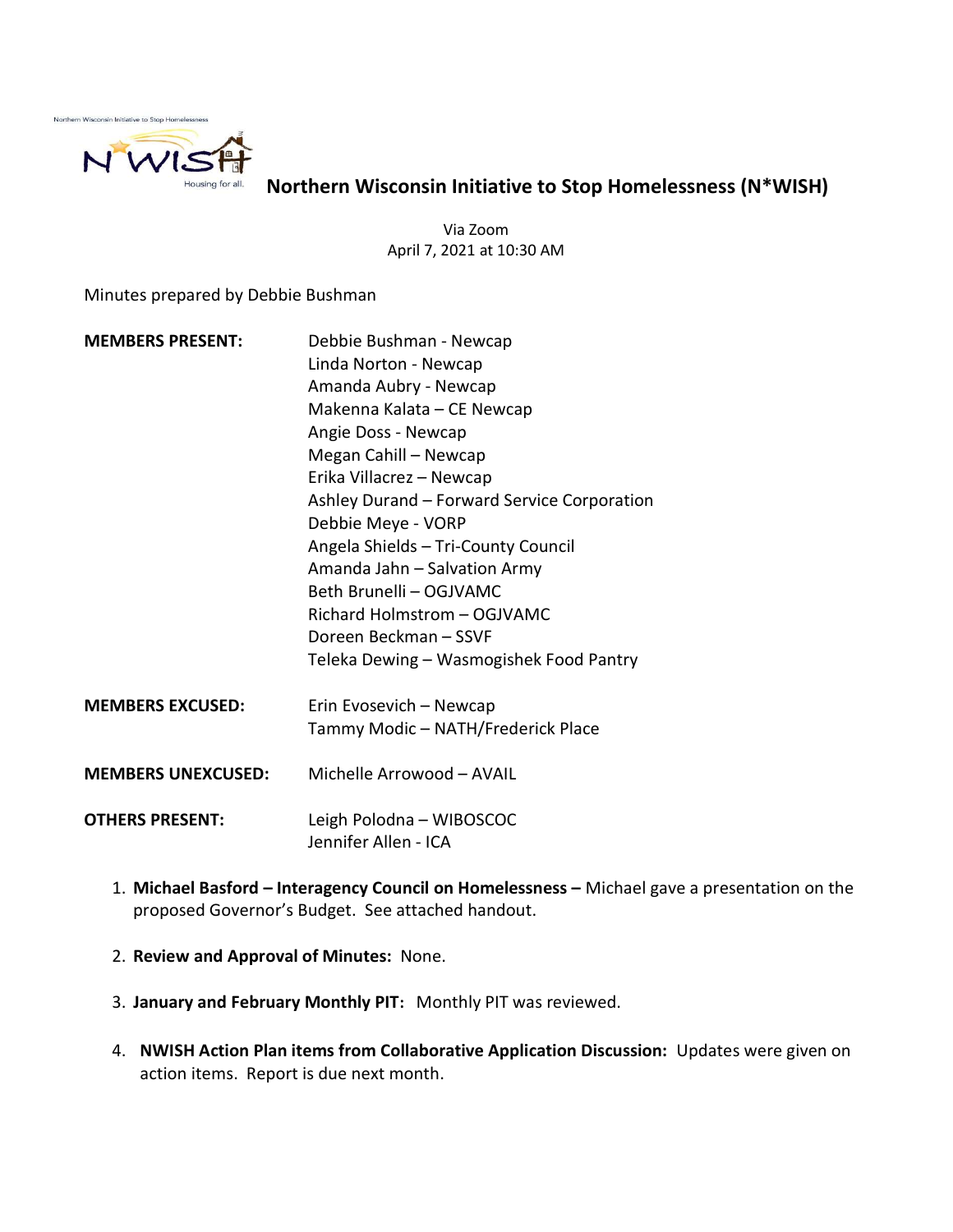# Northern Wisconsin Initiative to Stop Homelessness (N*WISH)

Via Zoom
April 7, 2021 at 10:30 AM

Minutes prepared by Debbie Bushman

| | |
|---|---|
| **MEMBERS PRESENT:** | Debbie Bushman - Newcap |
| | Linda Norton - Newcap |
| | Amanda Aubry - Newcap |
| | Makenna Kalata – CE Newcap |
| | Angie Doss - Newcap |
| | Megan Cahill – Newcap |
| | Erika Villacrez – Newcap |
| | Ashley Durand – Forward Service Corporation |
| | Debbie Meye - VORP |
| | Angela Shields – Tri-County Council |
| | Amanda Jahn – Salvation Army |
| | Beth Brunelli – OGJVAMC |
| | Richard Holmstrom – OGJVAMC |
| | Doreen Beckman – SSVF |
| | Teleka Dewing – Wasmogishek Food Pantry |
| **MEMBERS EXCUSED:** | Erin Evosevich – Newcap |
| | Tammy Modic – NATH/Frederick Place |
| **MEMBERS UNEXCUSED:** | Michelle Arrowood – AVAIL |
| **OTHERS PRESENT:** | Leigh Polodna – WIBOSCOC |
| | Jennifer Allen - ICA |

1. **Michael Basford – Interagency Council on Homelessness –** Michael gave a presentation on the proposed Governor's Budget. See attached handout.

2. **Review and Approval of Minutes:** None.

3. **January and February Monthly PIT:** Monthly PIT was reviewed.

4. **NWISH Action Plan items from Collaborative Application Discussion:** Updates were given on action items. Report is due next month.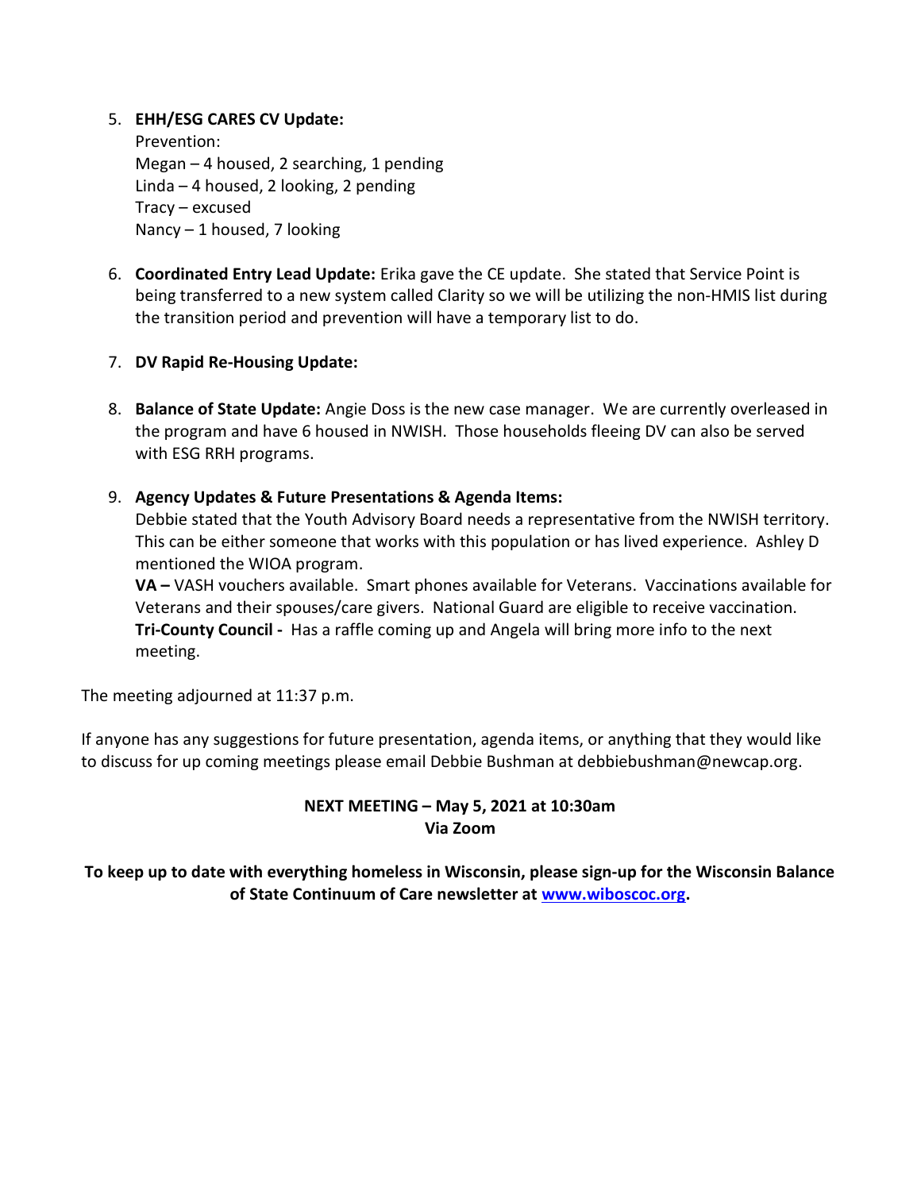5. **EHH/ESG CARES CV Update:**
   Prevention:
   Megan – 4 housed, 2 searching, 1 pending
   Linda – 4 housed, 2 looking, 2 pending
   Tracy – excused
   Nancy – 1 housed, 7 looking

6. **Coordinated Entry Lead Update:** Erika gave the CE update. She stated that Service Point is being transferred to a new system called Clarity so we will be utilizing the non-HMIS list during the transition period and prevention will have a temporary list to do.

7. **DV Rapid Re-Housing Update:**

8. **Balance of State Update:** Angie Doss is the new case manager. We are currently overleased in the program and have 6 housed in NWISH. Those households fleeing DV can also be served with ESG RRH programs.

9. **Agency Updates & Future Presentations & Agenda Items:**
   Debbie stated that the Youth Advisory Board needs a representative from the NWISH territory. This can be either someone that works with this population or has lived experience. Ashley D mentioned the WIOA program.
   **VA –** VASH vouchers available. Smart phones available for Veterans. Vaccinations available for Veterans and their spouses/care givers. National Guard are eligible to receive vaccination.
   **Tri-County Council -** Has a raffle coming up and Angela will bring more info to the next meeting.

The meeting adjourned at 11:37 p.m.

If anyone has any suggestions for future presentation, agenda items, or anything that they would like to discuss for up coming meetings please email Debbie Bushman at debbiebushman@newcap.org.

**NEXT MEETING – May 5, 2021 at 10:30am**
**Via Zoom**

**To keep up to date with everything homeless in Wisconsin, please sign-up for the Wisconsin Balance of State Continuum of Care newsletter at [www.wiboscoc.org](http://www.wiboscoc.org).**